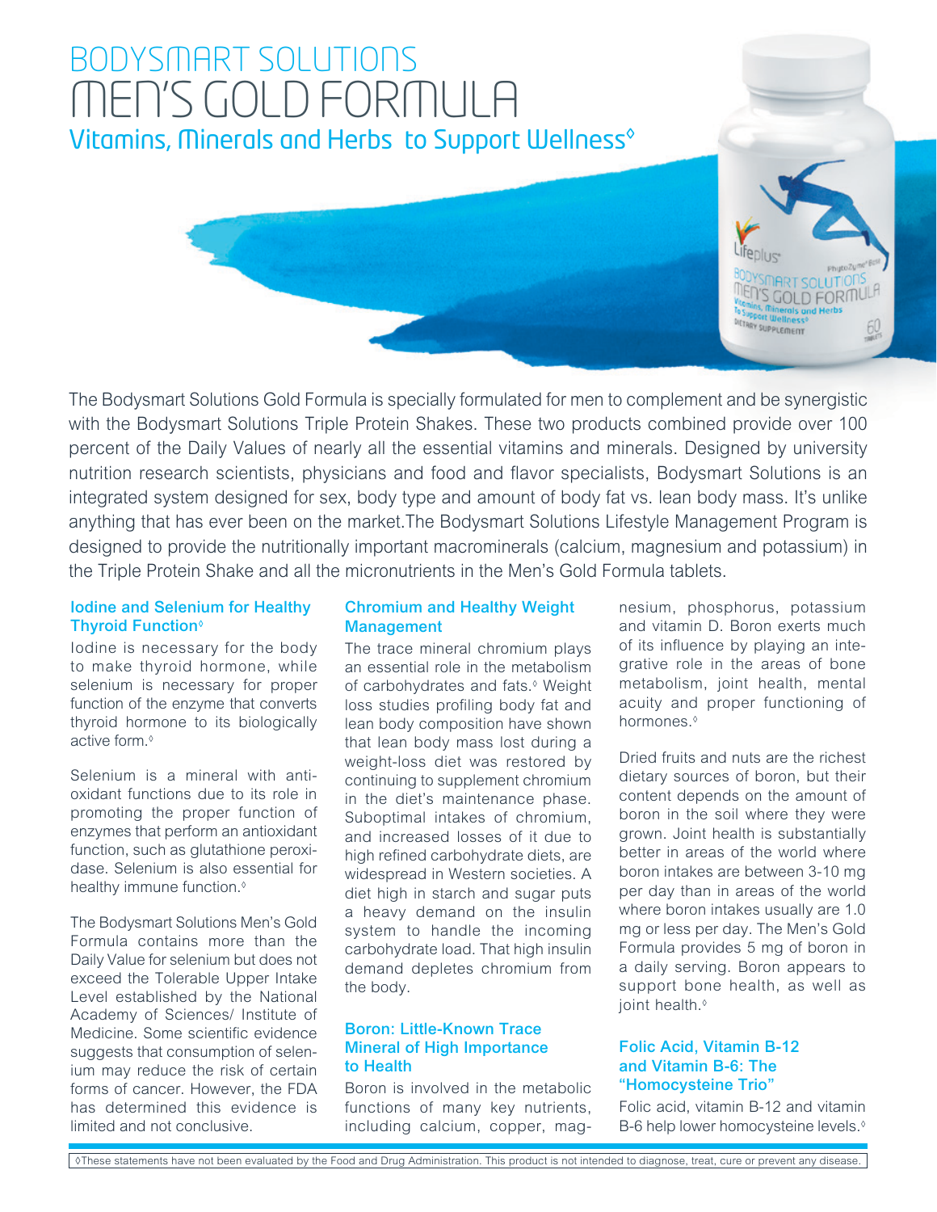# BODYSMART SOLUTIONS
# MEN'S GOLD FORMULA
## Vitamins, Minerals and Herbs to Support Wellness◊

The Bodysmart Solutions Gold Formula is specially formulated for men to complement and be synergistic with the Bodysmart Solutions Triple Protein Shakes. These two products combined provide over 100 percent of the Daily Values of nearly all the essential vitamins and minerals. Designed by university nutrition research scientists, physicians and food and flavor specialists, Bodysmart Solutions is an integrated system designed for sex, body type and amount of body fat vs. lean body mass. It's unlike anything that has ever been on the market.The Bodysmart Solutions Lifestyle Management Program is designed to provide the nutritionally important macrominerals (calcium, magnesium and potassium) in the Triple Protein Shake and all the micronutrients in the Men's Gold Formula tablets.

### Iodine and Selenium for Healthy Thyroid Function◊

Iodine is necessary for the body to make thyroid hormone, while selenium is necessary for proper function of the enzyme that converts thyroid hormone to its biologically active form.◊

Selenium is a mineral with antioxidant functions due to its role in promoting the proper function of enzymes that perform an antioxidant function, such as glutathione peroxidase. Selenium is also essential for healthy immune function.◊

The Bodysmart Solutions Men's Gold Formula contains more than the Daily Value for selenium but does not exceed the Tolerable Upper Intake Level established by the National Academy of Sciences/ Institute of Medicine. Some scientific evidence suggests that consumption of selenium may reduce the risk of certain forms of cancer. However, the FDA has determined this evidence is limited and not conclusive.

### Chromium and Healthy Weight Management

The trace mineral chromium plays an essential role in the metabolism of carbohydrates and fats.◊ Weight loss studies profiling body fat and lean body composition have shown that lean body mass lost during a weight-loss diet was restored by continuing to supplement chromium in the diet's maintenance phase. Suboptimal intakes of chromium, and increased losses of it due to high refined carbohydrate diets, are widespread in Western societies. A diet high in starch and sugar puts a heavy demand on the insulin system to handle the incoming carbohydrate load. That high insulin demand depletes chromium from the body.

### Boron: Little-Known Trace Mineral of High Importance to Health

Boron is involved in the metabolic functions of many key nutrients, including calcium, copper, magnesium, phosphorus, potassium and vitamin D. Boron exerts much of its influence by playing an integrative role in the areas of bone metabolism, joint health, mental acuity and proper functioning of hormones.◊

Dried fruits and nuts are the richest dietary sources of boron, but their content depends on the amount of boron in the soil where they were grown. Joint health is substantially better in areas of the world where boron intakes are between 3-10 mg per day than in areas of the world where boron intakes usually are 1.0 mg or less per day. The Men's Gold Formula provides 5 mg of boron in a daily serving. Boron appears to support bone health, as well as joint health.◊

### Folic Acid, Vitamin B-12 and Vitamin B-6: The "Homocysteine Trio"

Folic acid, vitamin B-12 and vitamin B-6 help lower homocysteine levels.◊

◊These statements have not been evaluated by the Food and Drug Administration. This product is not intended to diagnose, treat, cure or prevent any disease.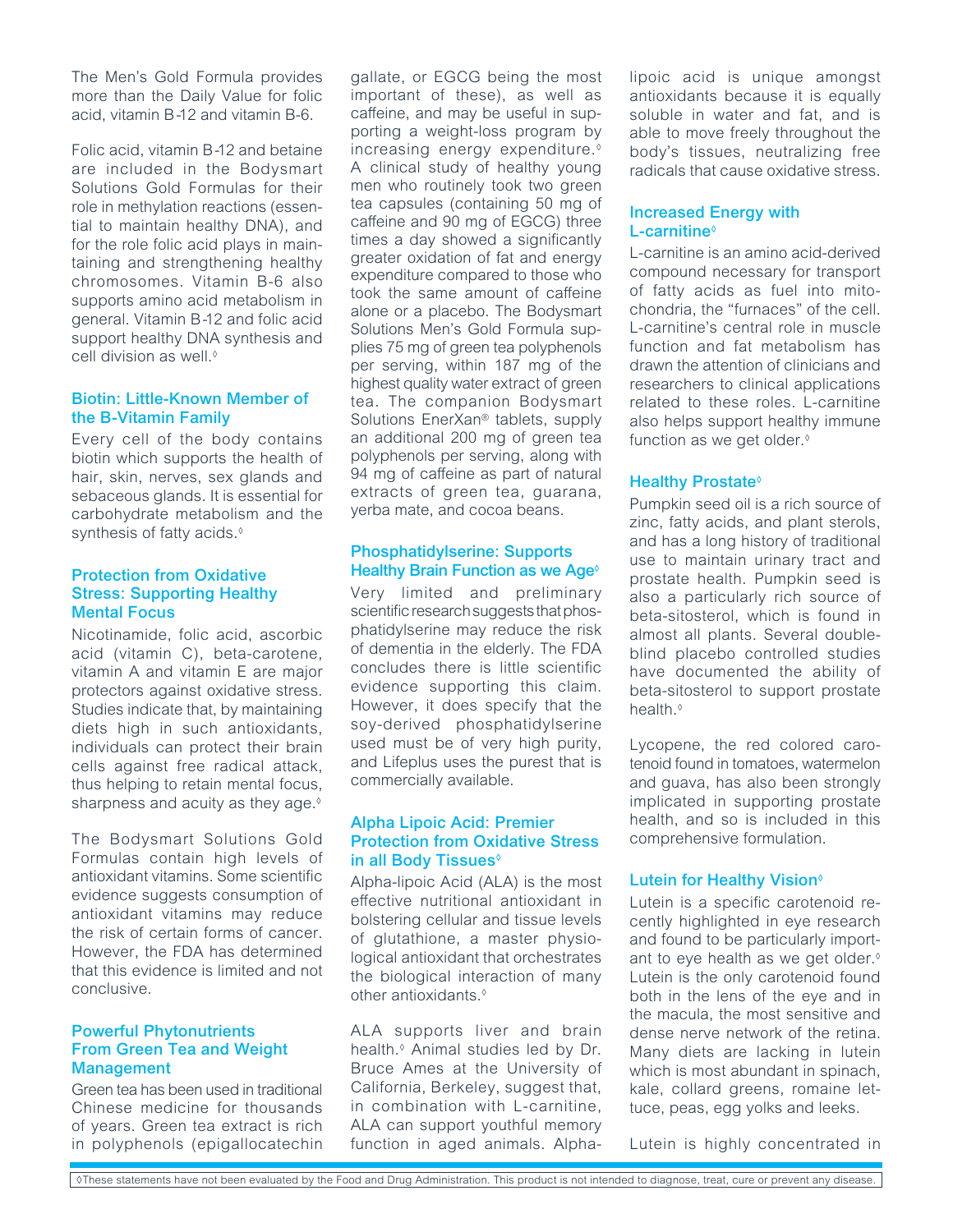The Men's Gold Formula provides more than the Daily Value for folic acid, vitamin B-12 and vitamin B-6.

Folic acid, vitamin B-12 and betaine are included in the Bodysmart Solutions Gold Formulas for their role in methylation reactions (essential to maintain healthy DNA), and for the role folic acid plays in maintaining and strengthening healthy chromosomes. Vitamin B-6 also supports amino acid metabolism in general. Vitamin B-12 and folic acid support healthy DNA synthesis and cell division as well.◊

### Biotin: Little-Known Member of the B-Vitamin Family

Every cell of the body contains biotin which supports the health of hair, skin, nerves, sex glands and sebaceous glands. It is essential for carbohydrate metabolism and the synthesis of fatty acids.◊

### Protection from Oxidative Stress: Supporting Healthy Mental Focus

Nicotinamide, folic acid, ascorbic acid (vitamin C), beta-carotene, vitamin A and vitamin E are major protectors against oxidative stress. Studies indicate that, by maintaining diets high in such antioxidants, individuals can protect their brain cells against free radical attack, thus helping to retain mental focus, sharpness and acuity as they age.◊

The Bodysmart Solutions Gold Formulas contain high levels of antioxidant vitamins. Some scientific evidence suggests consumption of antioxidant vitamins may reduce the risk of certain forms of cancer. However, the FDA has determined that this evidence is limited and not conclusive.

### Powerful Phytonutrients From Green Tea and Weight Management

Green tea has been used in traditional Chinese medicine for thousands of years. Green tea extract is rich in polyphenols (epigallocatechin gallate, or EGCG being the most important of these), as well as caffeine, and may be useful in supporting a weight-loss program by increasing energy expenditure.◊ A clinical study of healthy young men who routinely took two green tea capsules (containing 50 mg of caffeine and 90 mg of EGCG) three times a day showed a significantly greater oxidation of fat and energy expenditure compared to those who took the same amount of caffeine alone or a placebo. The Bodysmart Solutions Men's Gold Formula supplies 75 mg of green tea polyphenols per serving, within 187 mg of the highest quality water extract of green tea. The companion Bodysmart Solutions EnerXan® tablets, supply an additional 200 mg of green tea polyphenols per serving, along with 94 mg of caffeine as part of natural extracts of green tea, guarana, yerba mate, and cocoa beans.

### Phosphatidylserine: Supports Healthy Brain Function as we Age◊

Very limited and preliminary scientific research suggests that phosphatidylserine may reduce the risk of dementia in the elderly. The FDA concludes there is little scientific evidence supporting this claim. However, it does specify that the soy-derived phosphatidylserine used must be of very high purity, and Lifeplus uses the purest that is commercially available.

### Alpha Lipoic Acid: Premier Protection from Oxidative Stress in all Body Tissues◊

Alpha-lipoic Acid (ALA) is the most effective nutritional antioxidant in bolstering cellular and tissue levels of glutathione, a master physiological antioxidant that orchestrates the biological interaction of many other antioxidants.◊

ALA supports liver and brain health.◊ Animal studies led by Dr. Bruce Ames at the University of California, Berkeley, suggest that, in combination with L-carnitine, ALA can support youthful memory function in aged animals. Alpha-lipoic acid is unique amongst antioxidants because it is equally soluble in water and fat, and is able to move freely throughout the body's tissues, neutralizing free radicals that cause oxidative stress.

### Increased Energy with L-carnitine◊

L-carnitine is an amino acid-derived compound necessary for transport of fatty acids as fuel into mitochondria, the "furnaces" of the cell. L-carnitine's central role in muscle function and fat metabolism has drawn the attention of clinicians and researchers to clinical applications related to these roles. L-carnitine also helps support healthy immune function as we get older.◊

### Healthy Prostate◊

Pumpkin seed oil is a rich source of zinc, fatty acids, and plant sterols, and has a long history of traditional use to maintain urinary tract and prostate health. Pumpkin seed is also a particularly rich source of beta-sitosterol, which is found in almost all plants. Several double-blind placebo controlled studies have documented the ability of beta-sitosterol to support prostate health.◊

Lycopene, the red colored carotenoid found in tomatoes, watermelon and guava, has also been strongly implicated in supporting prostate health, and so is included in this comprehensive formulation.

### Lutein for Healthy Vision◊

Lutein is a specific carotenoid recently highlighted in eye research and found to be particularly important to eye health as we get older.◊ Lutein is the only carotenoid found both in the lens of the eye and in the macula, the most sensitive and dense nerve network of the retina. Many diets are lacking in lutein which is most abundant in spinach, kale, collard greens, romaine lettuce, peas, egg yolks and leeks.

Lutein is highly concentrated in

◊These statements have not been evaluated by the Food and Drug Administration. This product is not intended to diagnose, treat, cure or prevent any disease.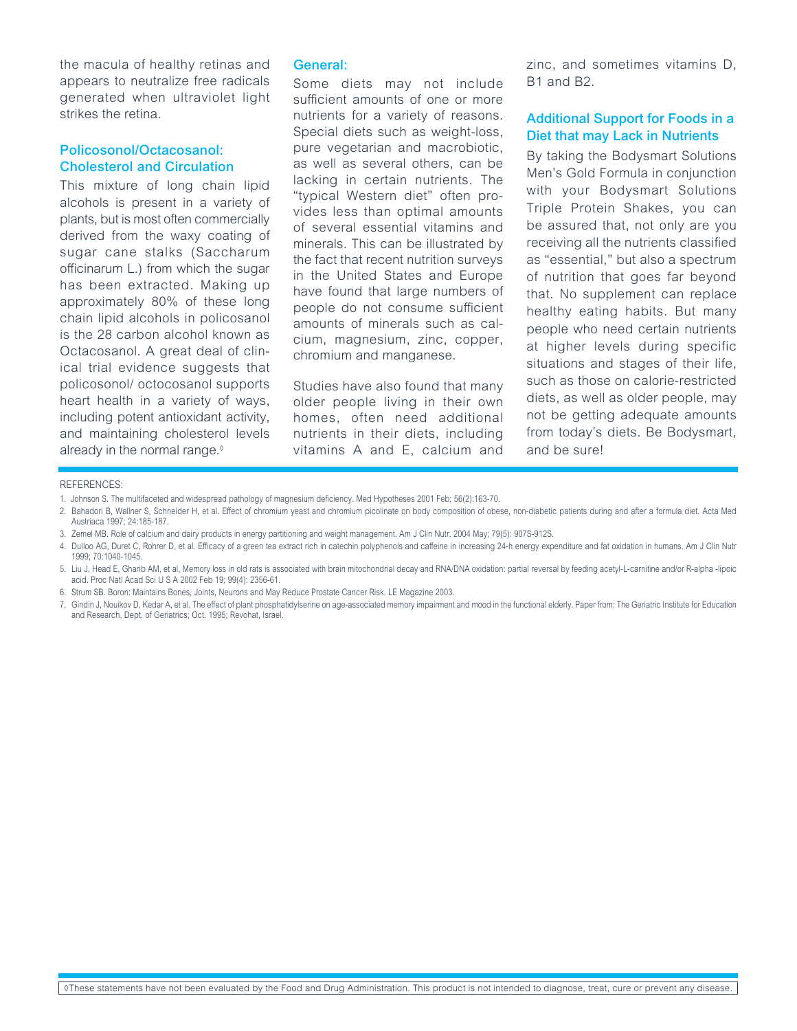the macula of healthy retinas and appears to neutralize free radicals generated when ultraviolet light strikes the retina.

### Policosonol/Octacosanol: Cholesterol and Circulation

This mixture of long chain lipid alcohols is present in a variety of plants, but is most often commercially derived from the waxy coating of sugar cane stalks (Saccharum officinarum L.) from which the sugar has been extracted. Making up approximately 80% of these long chain lipid alcohols in policosanol is the 28 carbon alcohol known as Octacosanol. A great deal of clinical trial evidence suggests that policosonol/ octocosanol supports heart health in a variety of ways, including potent antioxidant activity, and maintaining cholesterol levels already in the normal range.◊

### General:

Some diets may not include sufficient amounts of one or more nutrients for a variety of reasons. Special diets such as weight-loss, pure vegetarian and macrobiotic, as well as several others, can be lacking in certain nutrients. The “typical Western diet” often provides less than optimal amounts of several essential vitamins and minerals. This can be illustrated by the fact that recent nutrition surveys in the United States and Europe have found that large numbers of people do not consume sufficient amounts of minerals such as calcium, magnesium, zinc, copper, chromium and manganese.

Studies have also found that many older people living in their own homes, often need additional nutrients in their diets, including vitamins A and E, calcium and zinc, and sometimes vitamins D, B1 and B2.

### Additional Support for Foods in a Diet that may Lack in Nutrients

By taking the Bodysmart Solutions Men’s Gold Formula in conjunction with your Bodysmart Solutions Triple Protein Shakes, you can be assured that, not only are you receiving all the nutrients classified as “essential,” but also a spectrum of nutrition that goes far beyond that. No supplement can replace healthy eating habits. But many people who need certain nutrients at higher levels during specific situations and stages of their life, such as those on calorie-restricted diets, as well as older people, may not be getting adequate amounts from today’s diets. Be Bodysmart, and be sure!

REFERENCES:

1. Johnson S. The multifaceted and widespread pathology of magnesium deficiency. Med Hypotheses 2001 Feb; 56(2):163-70.
2. Bahadori B, Wallner S, Schneider H, et al. Effect of chromium yeast and chromium picolinate on body composition of obese, non-diabetic patients during and after a formula diet. Acta Med Austriaca 1997; 24:185-187.
3. Zemel MB. Role of calcium and dairy products in energy partitioning and weight management. Am J Clin Nutr. 2004 May; 79(5): 907S-912S.
4. Dulloo AG, Duret C, Rohrer D, et al. Efficacy of a green tea extract rich in catechin polyphenols and caffeine in increasing 24-h energy expenditure and fat oxidation in humans. Am J Clin Nutr 1999; 70:1040-1045.
5. Liu J, Head E, Gharib AM, et al, Memory loss in old rats is associated with brain mitochondrial decay and RNA/DNA oxidation: partial reversal by feeding acetyl-L-carnitine and/or R-alpha -lipoic acid. Proc Natl Acad Sci U S A 2002 Feb 19; 99(4): 2356-61.
6. Strum SB. Boron: Maintains Bones, Joints, Neurons and May Reduce Prostate Cancer Risk. LE Magazine 2003.
7. Gindin J, Nouikov D, Kedar A, et al. The effect of plant phosphatidylserine on age-associated memory impairment and mood in the functional elderly. Paper from: The Geriatric Institute for Education and Research, Dept. of Geriatrics; Oct. 1995; Revohat, Israel.

◊These statements have not been evaluated by the Food and Drug Administration. This product is not intended to diagnose, treat, cure or prevent any disease.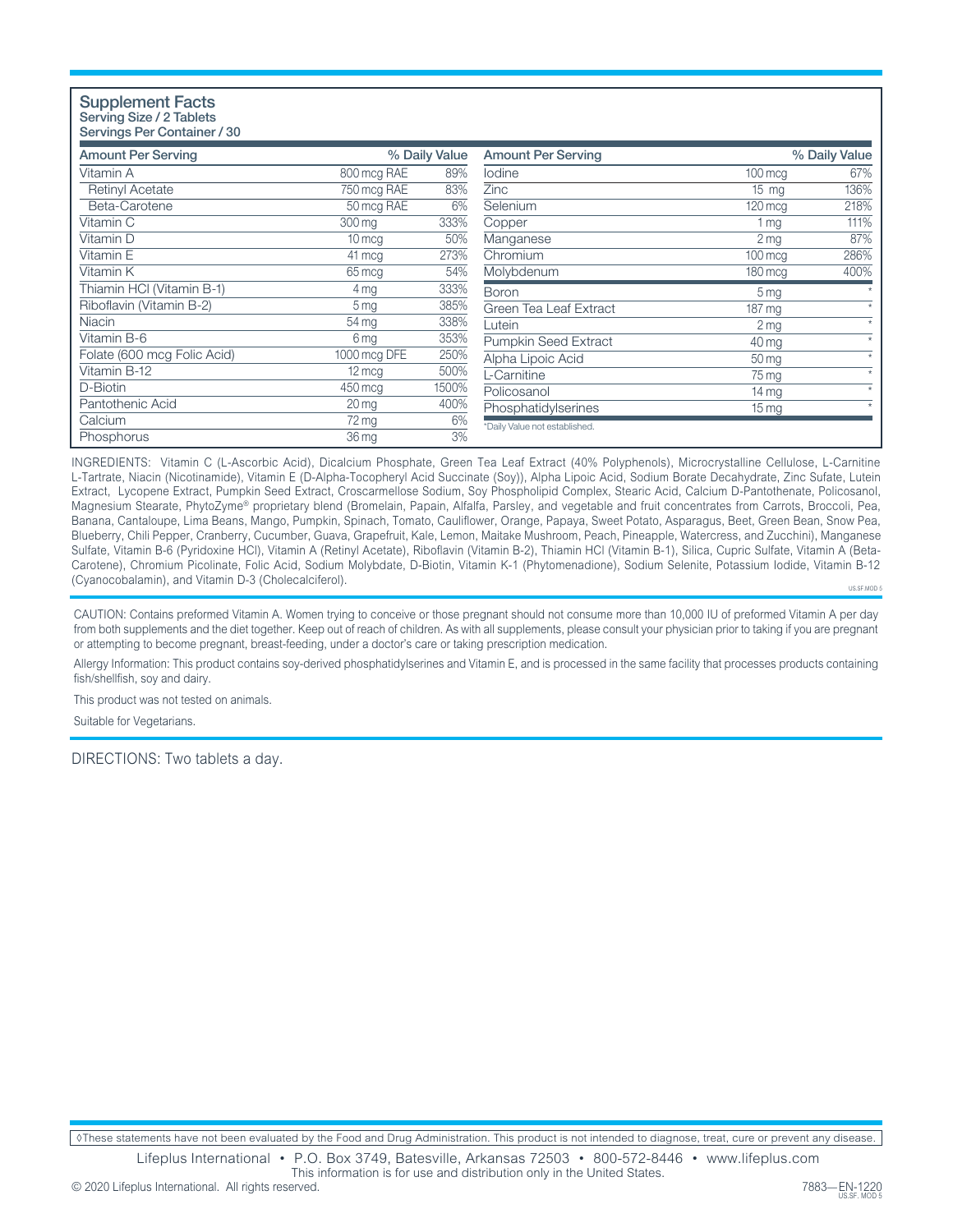## Supplement Facts

**Serving Size / 2 Tablets**
**Servings Per Container / 30**

| Amount Per Serving | | % Daily Value |
|---|---|---|
| Vitamin A | 800 mcg RAE | 89% |
| Retinyl Acetate | 750 mcg RAE | 83% |
| Beta-Carotene | 50 mcg RAE | 6% |
| Vitamin C | 300 mg | 333% |
| Vitamin D | 10 mcg | 50% |
| Vitamin E | 41 mcg | 273% |
| Vitamin K | 65 mcg | 54% |
| Thiamin HCl (Vitamin B-1) | 4 mg | 333% |
| Riboflavin (Vitamin B-2) | 5 mg | 385% |
| Niacin | 54 mg | 338% |
| Vitamin B-6 | 6 mg | 353% |
| Folate (600 mcg Folic Acid) | 1000 mcg DFE | 250% |
| Vitamin B-12 | 12 mcg | 500% |
| D-Biotin | 450 mcg | 1500% |
| Pantothenic Acid | 20 mg | 400% |
| Calcium | 72 mg | 6% |
| Phosphorus | 36 mg | 3% |
| Iodine | 100 mcg | 67% |
| Zinc | 15 mg | 136% |
| Selenium | 120 mcg | 218% |
| Copper | 1 mg | 111% |
| Manganese | 2 mg | 87% |
| Chromium | 100 mcg | 286% |
| Molybdenum | 180 mcg | 400% |
| Boron | 5 mg | * |
| Green Tea Leaf Extract | 187 mg | * |
| Lutein | 2 mg | * |
| Pumpkin Seed Extract | 40 mg | * |
| Alpha Lipoic Acid | 50 mg | * |
| L-Carnitine | 75 mg | * |
| Policosanol | 14 mg | * |
| Phosphatidylserines | 15 mg | * |

*Daily Value not established.

INGREDIENTS: Vitamin C (L-Ascorbic Acid), Dicalcium Phosphate, Green Tea Leaf Extract (40% Polyphenols), Microcrystalline Cellulose, L-Carnitine L-Tartrate, Niacin (Nicotinamide), Vitamin E (D-Alpha-Tocopheryl Acid Succinate (Soy)), Alpha Lipoic Acid, Sodium Borate Decahydrate, Zinc Sufate, Lutein Extract, Lycopene Extract, Pumpkin Seed Extract, Croscarmellose Sodium, Soy Phospholipid Complex, Stearic Acid, Calcium D-Pantothenate, Policosanol, Magnesium Stearate, PhytoZyme® proprietary blend (Bromelain, Papain, Alfalfa, Parsley, and vegetable and fruit concentrates from Carrots, Broccoli, Pea, Banana, Cantaloupe, Lima Beans, Mango, Pumpkin, Spinach, Tomato, Cauliflower, Orange, Papaya, Sweet Potato, Asparagus, Beet, Green Bean, Snow Pea, Blueberry, Chili Pepper, Cranberry, Cucumber, Guava, Grapefruit, Kale, Lemon, Maitake Mushroom, Peach, Pineapple, Watercress, and Zucchini), Manganese Sulfate, Vitamin B-6 (Pyridoxine HCl), Vitamin A (Retinyl Acetate), Riboflavin (Vitamin B-2), Thiamin HCl (Vitamin B-1), Silica, Cupric Sulfate, Vitamin A (Beta-Carotene), Chromium Picolinate, Folic Acid, Sodium Molybdate, D-Biotin, Vitamin K-1 (Phytomenadione), Sodium Selenite, Potassium Iodide, Vitamin B-12 (Cyanocobalamin), and Vitamin D-3 (Cholecalciferol).

CAUTION: Contains preformed Vitamin A. Women trying to conceive or those pregnant should not consume more than 10,000 IU of preformed Vitamin A per day from both supplements and the diet together. Keep out of reach of children. As with all supplements, please consult your physician prior to taking if you are pregnant or attempting to become pregnant, breast-feeding, under a doctor's care or taking prescription medication.

Allergy Information: This product contains soy-derived phosphatidylserines and Vitamin E, and is processed in the same facility that processes products containing fish/shellfish, soy and dairy.

This product was not tested on animals.

Suitable for Vegetarians.

DIRECTIONS: Two tablets a day.

◊These statements have not been evaluated by the Food and Drug Administration. This product is not intended to diagnose, treat, cure or prevent any disease.

Lifeplus International • P.O. Box 3749, Batesville, Arkansas 72503 • 800-572-8446 • www.lifeplus.com
This information is for use and distribution only in the United States.

© 2020 Lifeplus International. All rights reserved.

7883—EN-1220